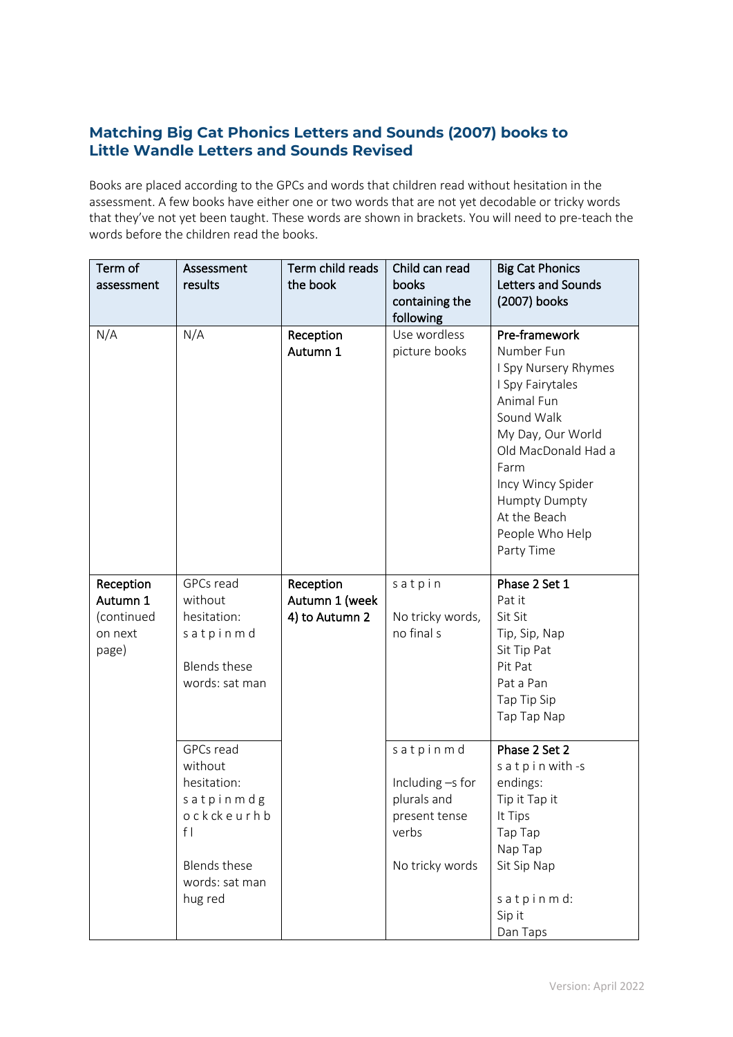## Matching Big Cat Phonics Letters and Sounds (2007) books to Little Wandle Letters and Sounds Revised

Books are placed according to the GPCs and words that children read without hesitation in the assessment. A few books have either one or two words that are not yet decodable or tricky words that they've not yet been taught. These words are shown in brackets. You will need to pre-teach the words before the children read the books.

| Term of assessment | Assessment results | Term child reads the book | Child can read books containing the following | Big Cat Phonics Letters and Sounds (2007) books |
|---|---|---|---|---|
| N/A | N/A | **Reception Autumn 1** | Use wordless picture books | **Pre-framework**<br>Number Fun<br>I Spy Nursery Rhymes<br>I Spy Fairytales<br>Animal Fun<br>Sound Walk<br>My Day, Our World<br>Old MacDonald Had a Farm<br>Incy Wincy Spider<br>Humpty Dumpty<br>At the Beach<br>People Who Help<br>Party Time |
| **Reception Autumn 1** (continued on next page) | GPCs read without hesitation:<br>s a t p i n m d<br><br>Blends these words: sat man | **Reception Autumn 1 (week 4) to Autumn 2** | s a t p i n<br><br>No tricky words, no final s | **Phase 2 Set 1**<br>Pat it<br>Sit Sit<br>Tip, Sip, Nap<br>Sit Tip Pat<br>Pit Pat<br>Pat a Pan<br>Tap Tip Sip<br>Tap Tap Nap |
| | GPCs read without hesitation:<br>s a t p i n m d g o c k ck e u r h b f l<br><br>Blends these words: sat man hug red | | s a t p i n m d<br><br>Including –s for plurals and present tense verbs<br><br>No tricky words | **Phase 2 Set 2**<br>s a t p i n with -s endings:<br>Tip it Tap it<br>It Tips<br>Tap Tap<br>Nap Tap<br>Sit Sip Nap<br><br>s a t p i n m d:<br>Sip it<br>Dan Taps |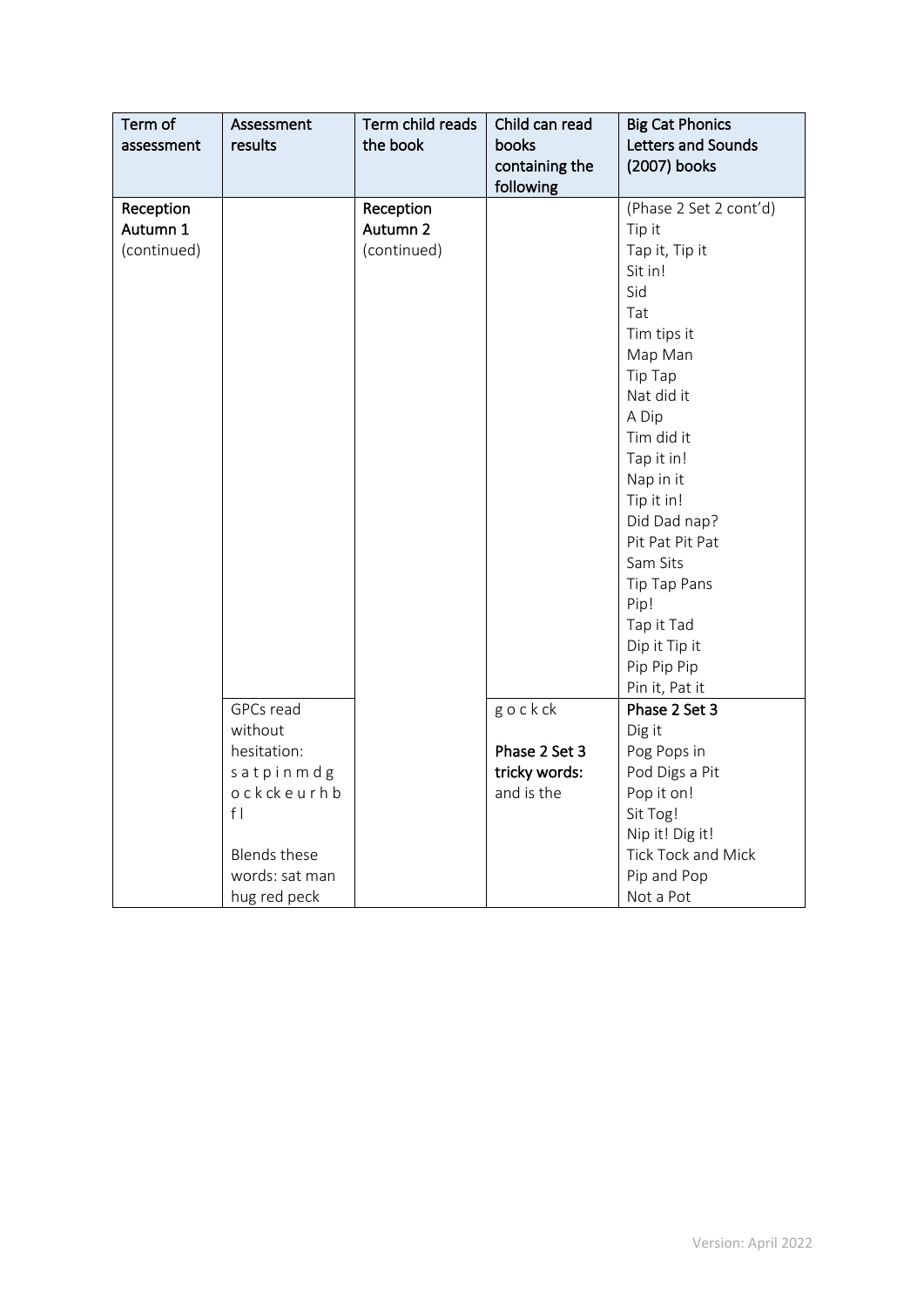| Term of assessment | Assessment results | Term child reads the book | Child can read books containing the following | **Big Cat Phonics Letters and Sounds (2007) books** |
| --- | --- | --- | --- | --- |
| Reception Autumn 1 (continued) | | Reception Autumn 2 (continued) | | (Phase 2 Set 2 cont'd)<br>Tip it<br>Tap it, Tip it<br>Sit in!<br>Sid<br>Tat<br>Tim tips it<br>Map Man<br>Tip Tap<br>Nat did it<br>A Dip<br>Tim did it<br>Tap it in!<br>Nap in it<br>Tip it in!<br>Did Dad nap?<br>Pit Pat Pit Pat<br>Sam Sits<br>Tip Tap Pans<br>Pip!<br>Tap it Tad<br>Dip it Tip it<br>Pip Pip Pip<br>Pin it, Pat it |
| | GPCs read without hesitation:<br>s a t p i n m d g o c k ck e u r h b f l<br><br>Blends these words: sat man hug red peck | | g o c k ck<br><br>**Phase 2 Set 3 tricky words:**<br>and is the | **Phase 2 Set 3**<br>Dig it<br>Pog Pops in<br>Pod Digs a Pit<br>Pop it on!<br>Sit Tog!<br>Nip it! Dig it!<br>Tick Tock and Mick<br>Pip and Pop<br>Not a Pot |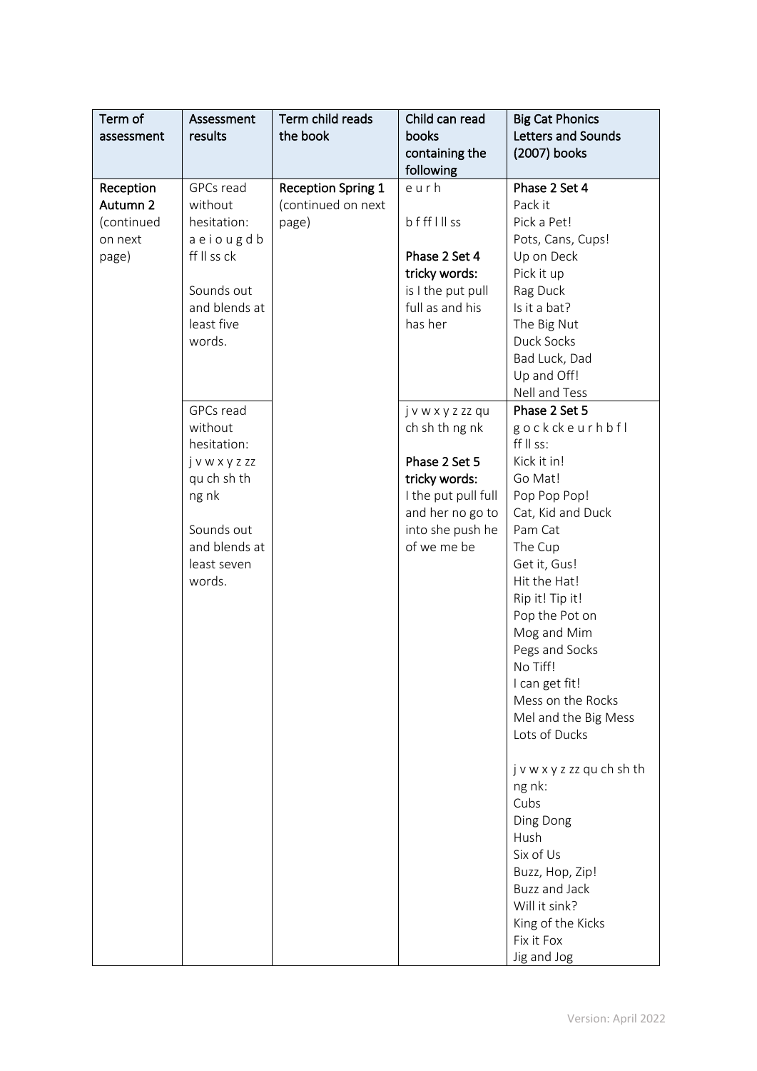| Term of assessment | Assessment results | Term child reads the book | Child can read books containing the following | Big Cat Phonics Letters and Sounds (2007) books |
| --- | --- | --- | --- | --- |
| Reception Autumn 2 (continued on next page) | GPCs read without hesitation: a e i o u g d b ff ll ss ck<br><br>Sounds out and blends at least five words. | **Reception Spring 1** (continued on next page) | e u r h<br><br>b f ff l ll ss<br><br>**Phase 2 Set 4 tricky words:** is I the put pull full as and his has her | **Phase 2 Set 4**<br>Pack it<br>Pick a Pet!<br>Pots, Cans, Cups!<br>Up on Deck<br>Pick it up<br>Rag Duck<br>Is it a bat?<br>The Big Nut<br>Duck Socks<br>Bad Luck, Dad<br>Up and Off!<br>Nell and Tess |
| | GPCs read without hesitation: j v w x y z zz qu ch sh th ng nk<br><br>Sounds out and blends at least seven words. | | j v w x y z zz qu ch sh th ng nk<br><br>**Phase 2 Set 5 tricky words:** I the put pull full and her no go to into she push he of we me be | **Phase 2 Set 5**<br>g o c k ck e u r h b f l ff ll ss:<br>Kick it in!<br>Go Mat!<br>Pop Pop Pop!<br>Cat, Kid and Duck<br>Pam Cat<br>The Cup<br>Get it, Gus!<br>Hit the Hat!<br>Rip it! Tip it!<br>Pop the Pot on<br>Mog and Mim<br>Pegs and Socks<br>No Tiff!<br>I can get fit!<br>Mess on the Rocks<br>Mel and the Big Mess<br>Lots of Ducks<br><br>j v w x y z zz qu ch sh th ng nk:<br>Cubs<br>Ding Dong<br>Hush<br>Six of Us<br>Buzz, Hop, Zip!<br>Buzz and Jack<br>Will it sink?<br>King of the Kicks<br>Fix it Fox<br>Jig and Jog |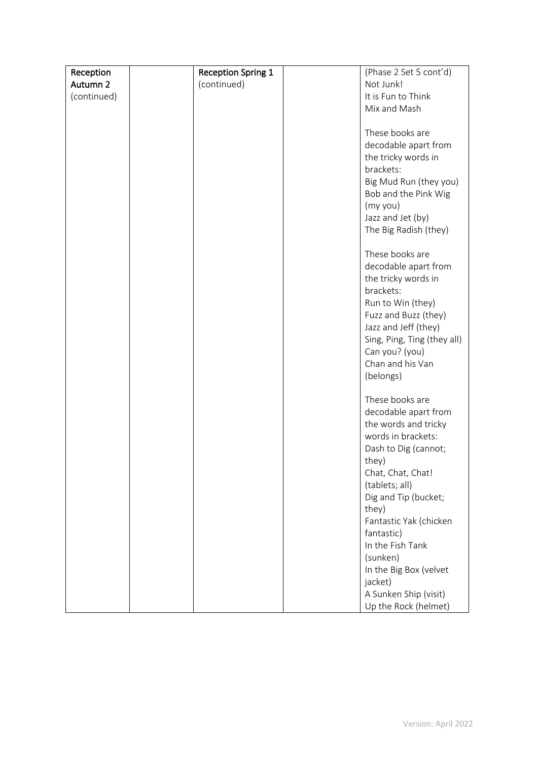| Reception Autumn 2 (continued) | | Reception Spring 1 (continued) | | (Phase 2 Set 5 cont'd)<br>Not Junk!<br>It is Fun to Think<br>Mix and Mash<br><br>These books are decodable apart from the tricky words in brackets:<br>Big Mud Run (they you)<br>Bob and the Pink Wig (my you)<br>Jazz and Jet (by)<br>The Big Radish (they)<br><br>These books are decodable apart from the tricky words in brackets:<br>Run to Win (they)<br>Fuzz and Buzz (they)<br>Jazz and Jeff (they)<br>Sing, Ping, Ting (they all)<br>Can you? (you)<br>Chan and his Van (belongs)<br><br>These books are decodable apart from the words and tricky words in brackets:<br>Dash to Dig (cannot; they)<br>Chat, Chat, Chat! (tablets; all)<br>Dig and Tip (bucket; they)<br>Fantastic Yak (chicken fantastic)<br>In the Fish Tank (sunken)<br>In the Big Box (velvet jacket)<br>A Sunken Ship (visit)<br>Up the Rock (helmet) |
|---|---|---|---|---|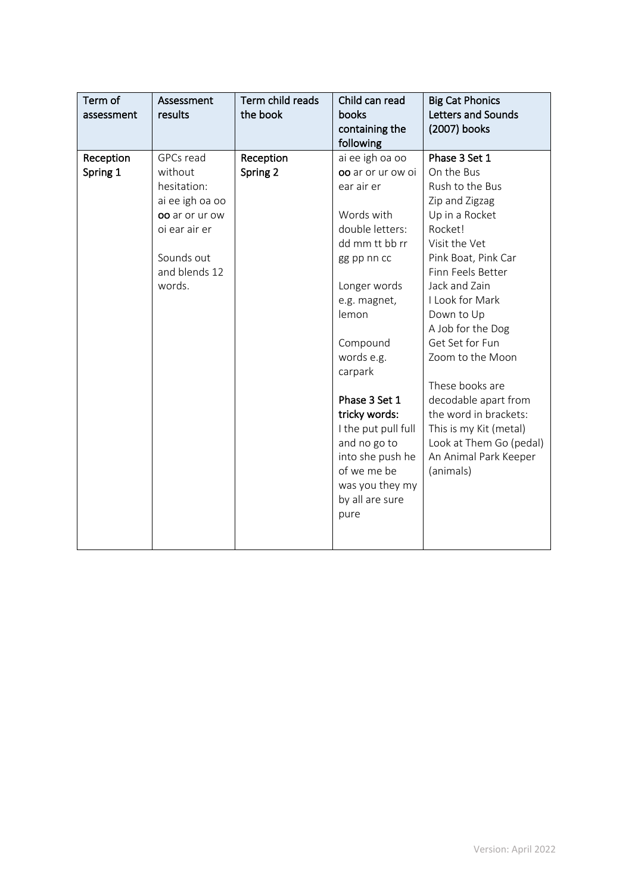| Term of assessment | Assessment results | Term child reads the book | Child can read books containing the following | Big Cat Phonics Letters and Sounds (2007) books |
|---|---|---|---|---|
| **Reception Spring 1** | GPCs read without hesitation: ai ee igh oa oo **oo** ar or ur ow oi ear air er<br><br>Sounds out and blends 12 words. | **Reception Spring 2** | ai ee igh oa oo **oo** ar or ur ow oi ear air er<br><br>Words with double letters: dd mm tt bb rr gg pp nn cc<br><br>Longer words e.g. magnet, lemon<br><br>Compound words e.g. carpark<br><br>**Phase 3 Set 1 tricky words:** I the put pull full and no go to into she push he of we me be was you they my by all are sure pure | **Phase 3 Set 1**<br>On the Bus<br>Rush to the Bus<br>Zip and Zigzag<br>Up in a Rocket<br>Rocket!<br>Visit the Vet<br>Pink Boat, Pink Car<br>Finn Feels Better<br>Jack and Zain<br>I Look for Mark<br>Down to Up<br>A Job for the Dog<br>Get Set for Fun<br>Zoom to the Moon<br><br>These books are decodable apart from the word in brackets:<br>This is my Kit (metal)<br>Look at Them Go (pedal)<br>An Animal Park Keeper (animals) |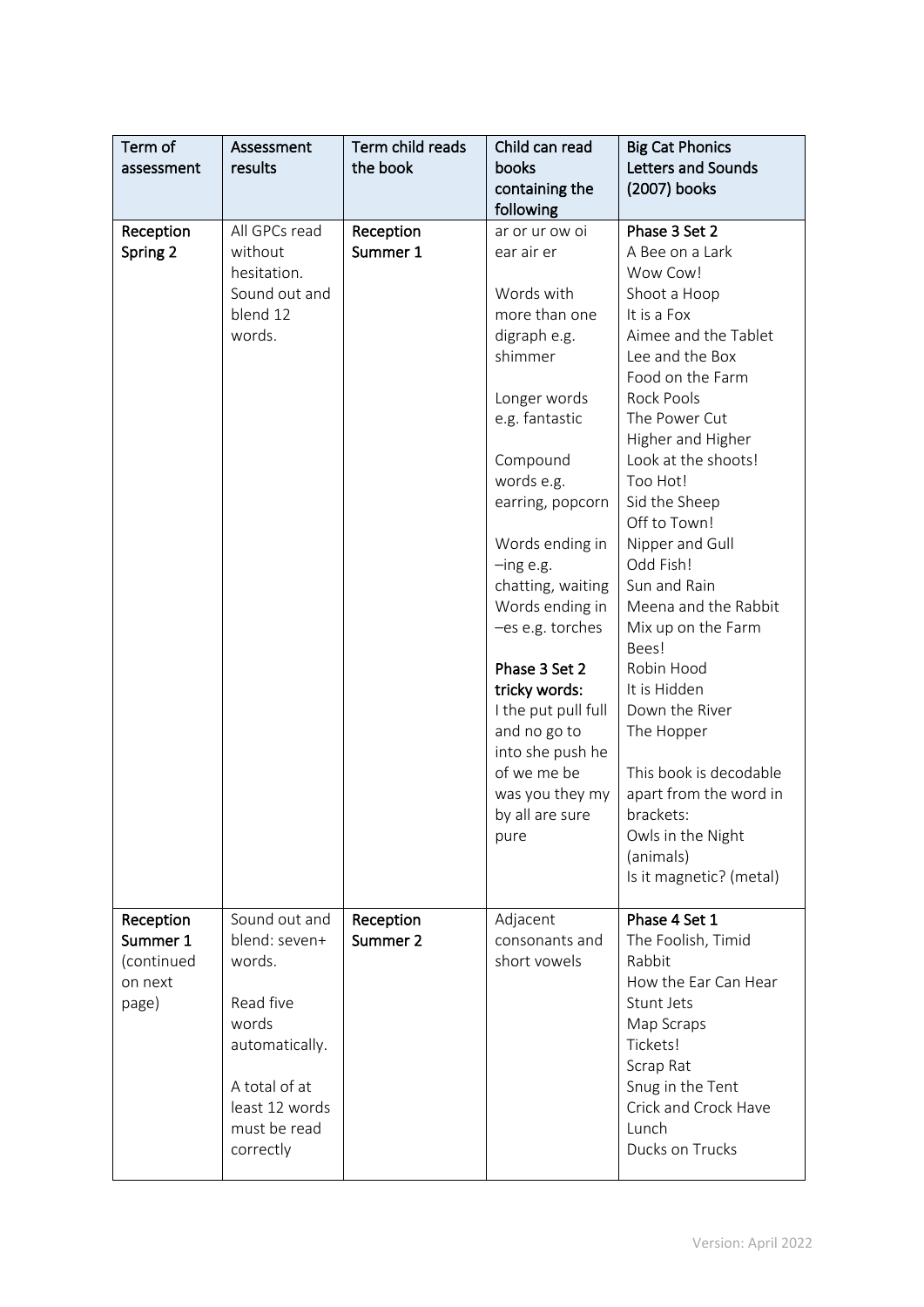| Term of assessment | Assessment results | Term child reads the book | Child can read books containing the following | Big Cat Phonics Letters and Sounds (2007) books |
|---|---|---|---|---|
| **Reception Spring 2** | All GPCs read without hesitation. Sound out and blend 12 words. | **Reception Summer 1** | ar or ur ow oi ear air er<br><br>Words with more than one digraph e.g. shimmer<br><br>Longer words e.g. fantastic<br><br>Compound words e.g. earring, popcorn<br><br>Words ending in –ing e.g. chatting, waiting<br>Words ending in –es e.g. torches<br><br>Phase 3 Set 2 tricky words:<br>I the put pull full and no go to into she push he of we me be was you they my by all are sure pure | **Phase 3 Set 2**<br>A Bee on a Lark<br>Wow Cow!<br>Shoot a Hoop<br>It is a Fox<br>Aimee and the Tablet<br>Lee and the Box<br>Food on the Farm<br>Rock Pools<br>The Power Cut<br>Higher and Higher<br>Look at the shoots!<br>Too Hot!<br>Sid the Sheep<br>Off to Town!<br>Nipper and Gull<br>Odd Fish!<br>Sun and Rain<br>Meena and the Rabbit<br>Mix up on the Farm<br>Bees!<br>Robin Hood<br>It is Hidden<br>Down the River<br>The Hopper<br><br>This book is decodable apart from the word in brackets:<br>Owls in the Night (animals)<br>Is it magnetic? (metal) |
| **Reception Summer 1** (continued on next page) | Sound out and blend: seven+ words.<br><br>Read five words automatically.<br><br>A total of at least 12 words must be read correctly | **Reception Summer 2** | Adjacent consonants and short vowels | **Phase 4 Set 1**<br>The Foolish, Timid Rabbit<br>How the Ear Can Hear<br>Stunt Jets<br>Map Scraps<br>Tickets!<br>Scrap Rat<br>Snug in the Tent<br>Crick and Crock Have Lunch<br>Ducks on Trucks |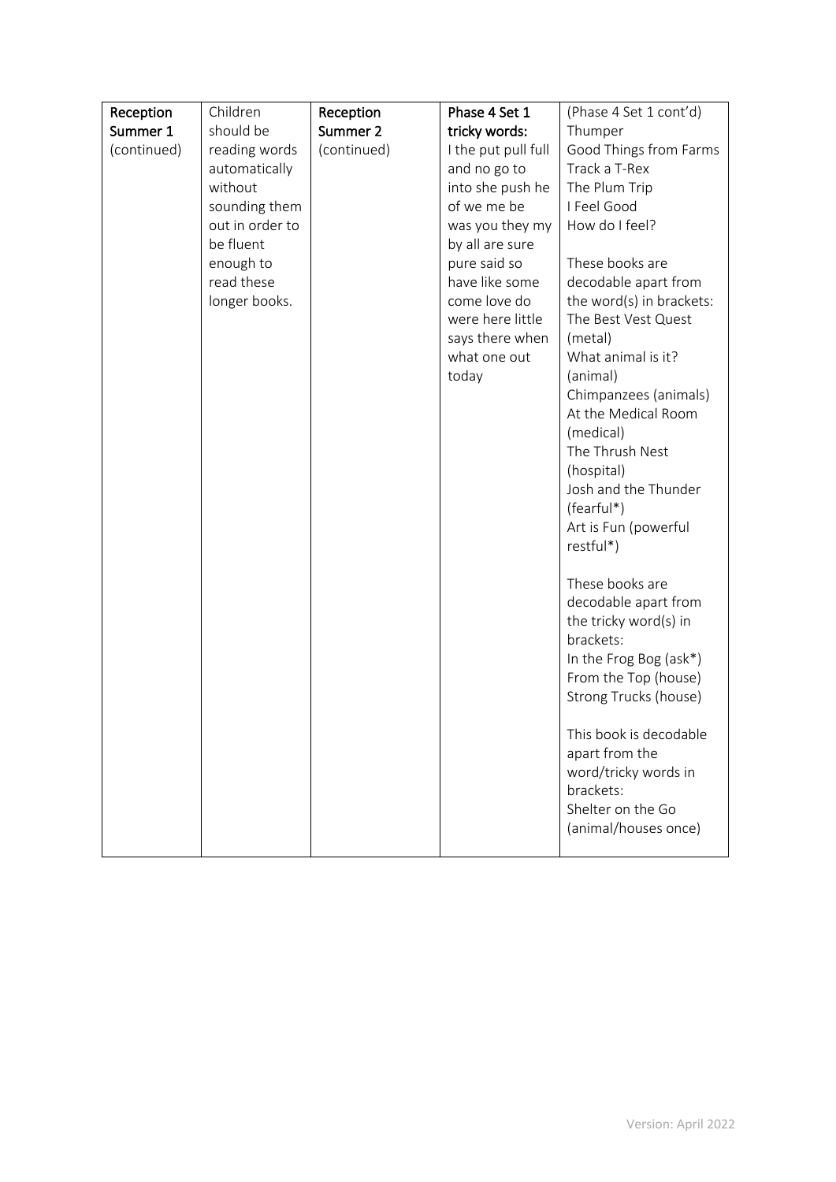| **Reception Summer 1** (continued) | Children should be reading words automatically without sounding them out in order to be fluent enough to read these longer books. | **Reception Summer 2** (continued) | **Phase 4 Set 1 tricky words:** I the put pull full and no go to into she push he of we me be was you they my by all are sure pure said so have like some come love do were here little says there when what one out today | (Phase 4 Set 1 cont'd)<br>Thumper<br>Good Things from Farms<br>Track a T-Rex<br>The Plum Trip<br>I Feel Good<br>How do I feel?<br><br>These books are decodable apart from the word(s) in brackets:<br>The Best Vest Quest (metal)<br>What animal is it? (animal)<br>Chimpanzees (animals)<br>At the Medical Room (medical)<br>The Thrush Nest (hospital)<br>Josh and the Thunder (fearful*)<br>Art is Fun (powerful restful*)<br><br>These books are decodable apart from the tricky word(s) in brackets:<br>In the Frog Bog (ask*)<br>From the Top (house)<br>Strong Trucks (house)<br><br>This book is decodable apart from the word/tricky words in brackets:<br>Shelter on the Go (animal/houses once) |
|---|---|---|---|---|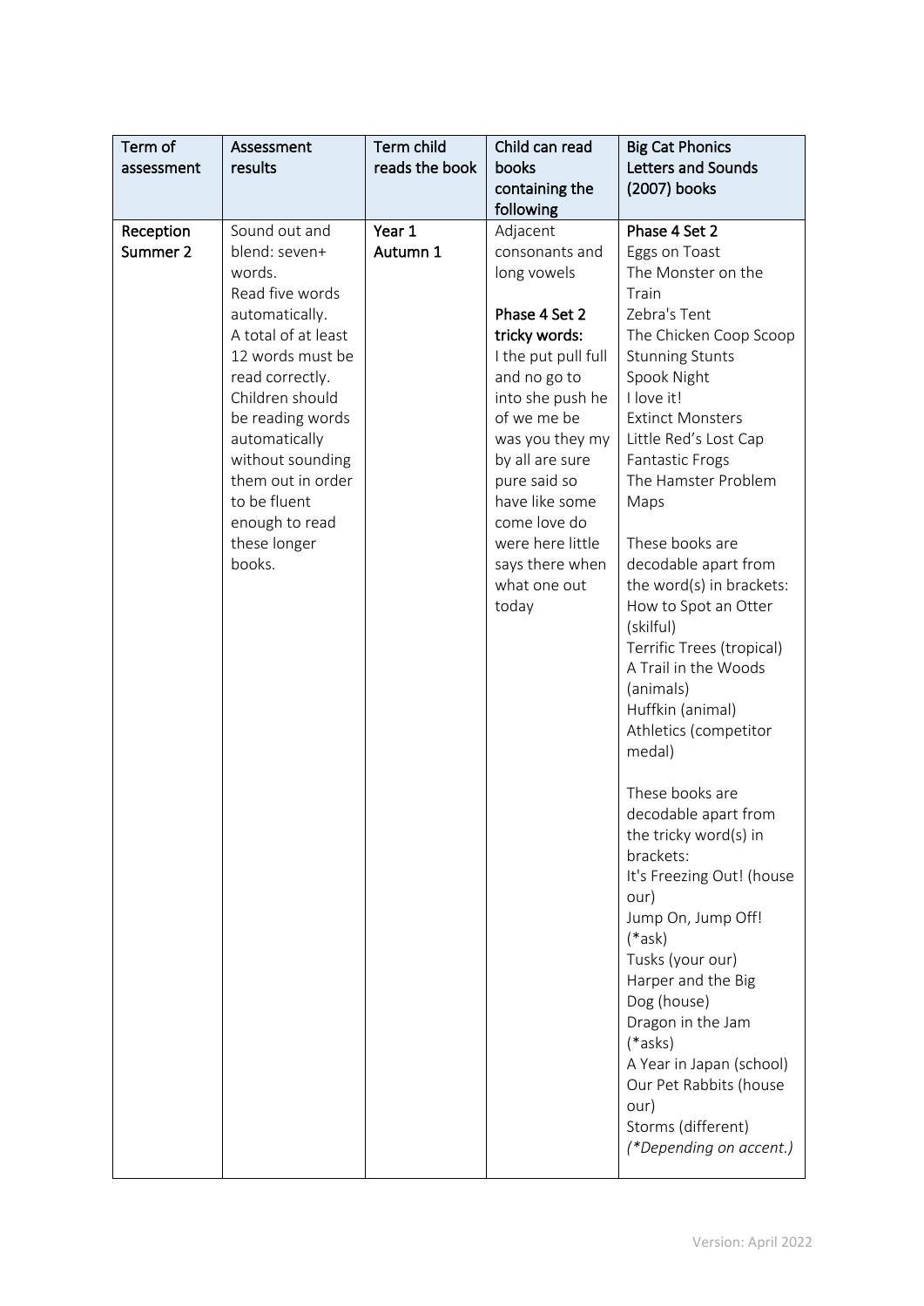| Term of assessment | Assessment results | Term child reads the book | Child can read books containing the following | Big Cat Phonics Letters and Sounds (2007) books |
|---|---|---|---|---|
| **Reception Summer 2** | Sound out and blend: seven+ words.<br>Read five words automatically.<br>A total of at least 12 words must be read correctly.<br>Children should be reading words automatically without sounding them out in order to be fluent enough to read these longer books. | **Year 1 Autumn 1** | Adjacent consonants and long vowels<br><br>**Phase 4 Set 2 tricky words:**<br>I the put pull full and no go to into she push he of we me be was you they my by all are sure pure said so have like some come love do were here little says there when what one out today | **Phase 4 Set 2**<br>Eggs on Toast<br>The Monster on the Train<br>Zebra's Tent<br>The Chicken Coop Scoop<br>Stunning Stunts<br>Spook Night<br>I love it!<br>Extinct Monsters<br>Little Red's Lost Cap<br>Fantastic Frogs<br>The Hamster Problem<br>Maps<br><br>These books are decodable apart from the word(s) in brackets:<br>How to Spot an Otter (skilful)<br>Terrific Trees (tropical)<br>A Trail in the Woods (animals)<br>Huffkin (animal)<br>Athletics (competitor medal)<br><br>These books are decodable apart from the tricky word(s) in brackets:<br>It's Freezing Out! (house our)<br>Jump On, Jump Off! (*ask)<br>Tusks (your our)<br>Harper and the Big Dog (house)<br>Dragon in the Jam (*asks)<br>A Year in Japan (school)<br>Our Pet Rabbits (house our)<br>Storms (different)<br>*(*Depending on accent.)* |

Version: April 2022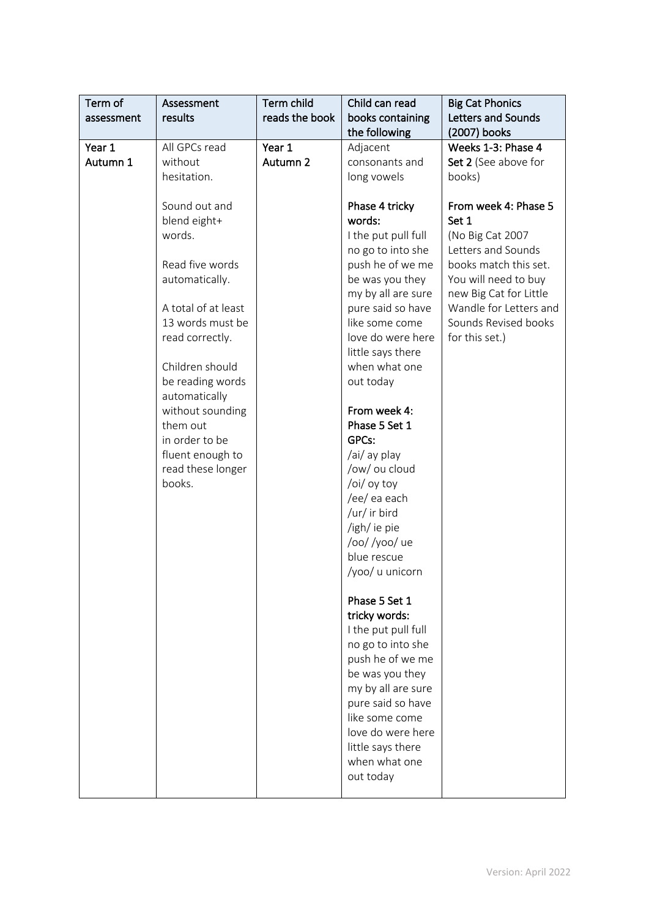| Term of assessment | Assessment results | Term child reads the book | Child can read books containing the following | Big Cat Phonics Letters and Sounds (2007) books |
|---|---|---|---|---|
| **Year 1 Autumn 1** | All GPCs read without hesitation.<br><br>Sound out and blend eight+ words.<br><br>Read five words automatically.<br><br>A total of at least 13 words must be read correctly.<br><br>Children should be reading words automatically without sounding them out in order to be fluent enough to read these longer books. | **Year 1 Autumn 2** | Adjacent consonants and long vowels<br><br>**Phase 4 tricky words:**<br>I the put pull full no go to into she push he of we me be was you they my by all are sure pure said so have like some come love do were here little says there when what one out today<br><br>**From week 4: Phase 5 Set 1 GPCs:**<br>/ai/ ay play<br>/ow/ ou cloud<br>/oi/ oy toy<br>/ee/ ea each<br>/ur/ ir bird<br>/igh/ ie pie<br>/oo/ /yoo/ ue blue rescue<br>/yoo/ u unicorn<br><br>**Phase 5 Set 1 tricky words:**<br>I the put pull full no go to into she push he of we me be was you they my by all are sure pure said so have like some come love do were here little says there when what one out today | **Weeks 1-3: Phase 4 Set 2** (See above for books)<br><br>**From week 4: Phase 5 Set 1**<br>(No Big Cat 2007 Letters and Sounds books match this set. You will need to buy new Big Cat for Little Wandle for Letters and Sounds Revised books for this set.) |

Version: April 2022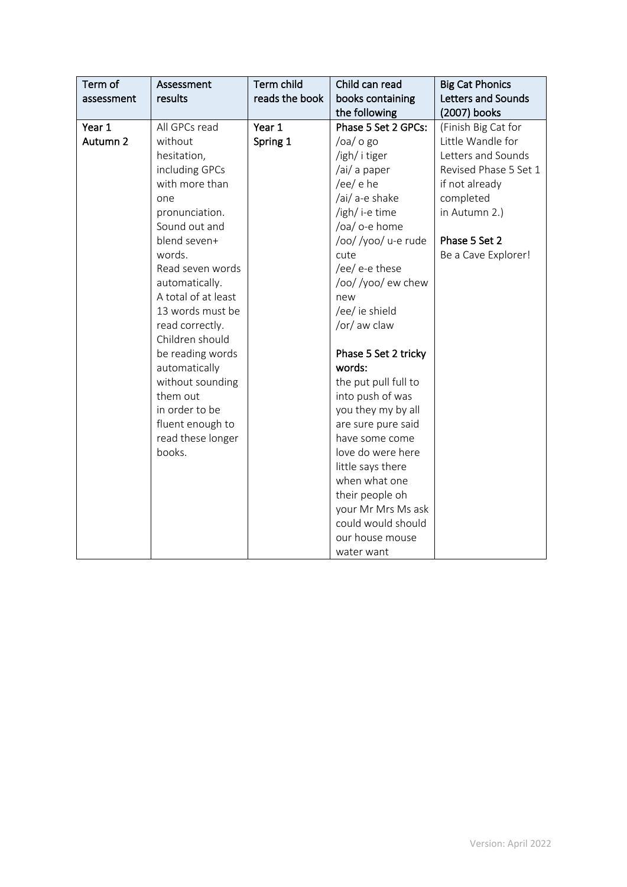| Term of assessment | Assessment results | Term child reads the book | Child can read books containing the following | Big Cat Phonics Letters and Sounds (2007) books |
|---|---|---|---|---|
| Year 1 Autumn 2 | All GPCs read without hesitation, including GPCs with more than one pronunciation.<br>Sound out and blend seven+ words.<br>Read seven words automatically.<br>A total of at least 13 words must be read correctly.<br>Children should be reading words automatically without sounding them out in order to be fluent enough to read these longer books. | Year 1 Spring 1 | **Phase 5 Set 2 GPCs:**<br>/oa/ o go<br>/igh/ i tiger<br>/ai/ a paper<br>/ee/ e he<br>/ai/ a-e shake<br>/igh/ i-e time<br>/oa/ o-e home<br>/oo/ /yoo/ u-e rude cute<br>/ee/ e-e these<br>/oo/ /yoo/ ew chew new<br>/ee/ ie shield<br>/or/ aw claw<br><br>**Phase 5 Set 2 tricky words:**<br>the put pull full to into push of was you they my by all are sure pure said have some come love do were here little says there when what one their people oh your Mr Mrs Ms ask could would should our house mouse water want | (Finish Big Cat for Little Wandle for Letters and Sounds Revised Phase 5 Set 1 if not already completed in Autumn 2.)<br><br>**Phase 5 Set 2**<br>Be a Cave Explorer! |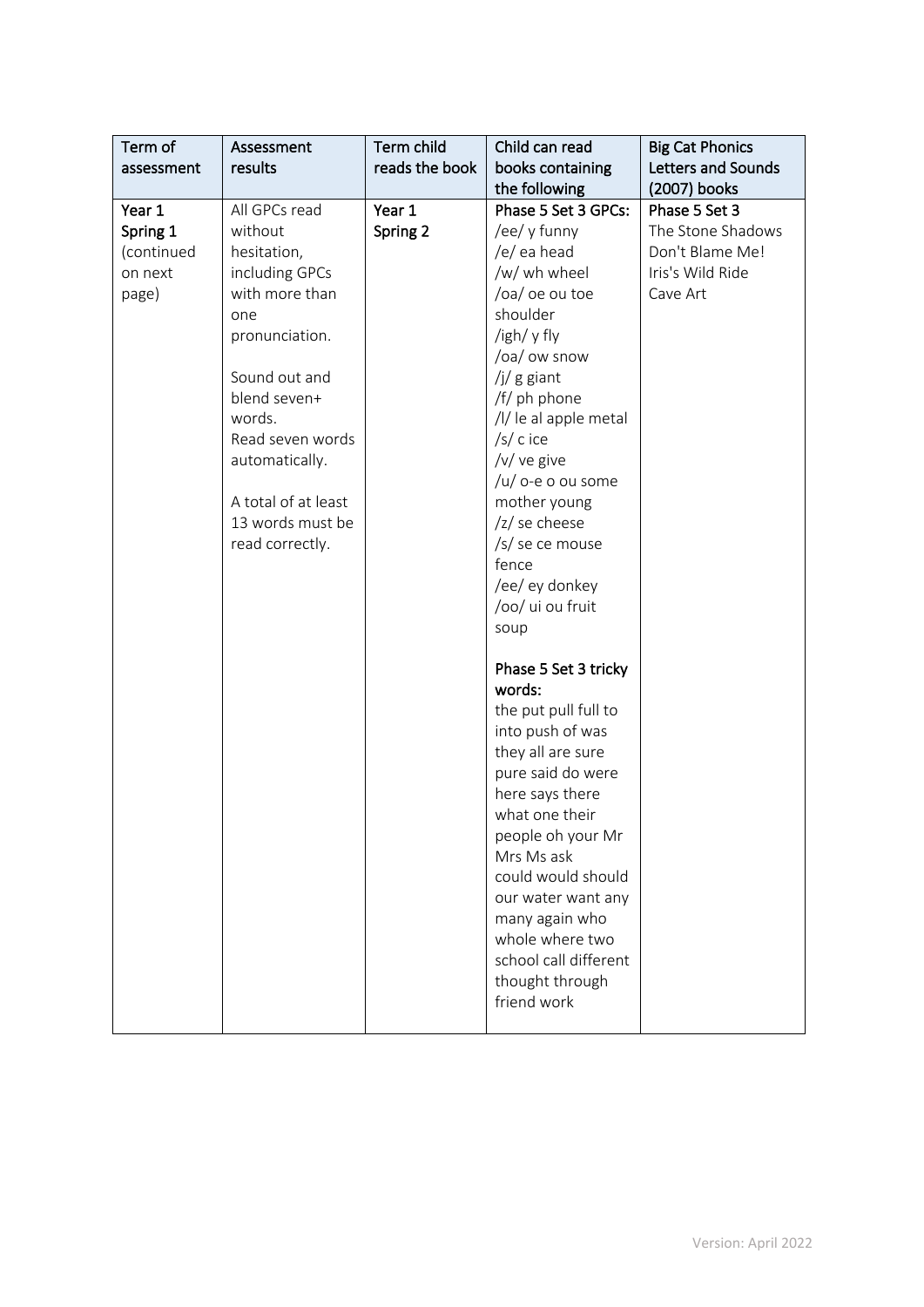| Term of assessment | Assessment results | Term child reads the book | Child can read books containing the following | Big Cat Phonics Letters and Sounds (2007) books |
|---|---|---|---|---|
| Year 1 Spring 1 (continued on next page) | All GPCs read without hesitation, including GPCs with more than one pronunciation.<br><br>Sound out and blend seven+ words.<br>Read seven words automatically.<br><br>A total of at least 13 words must be read correctly. | Year 1 Spring 2 | Phase 5 Set 3 GPCs:<br>/ee/ y funny<br>/e/ ea head<br>/w/ wh wheel<br>/oa/ oe ou toe shoulder<br>/igh/ y fly<br>/oa/ ow snow<br>/j/ g giant<br>/f/ ph phone<br>/l/ le al apple metal<br>/s/ c ice<br>/v/ ve give<br>/u/ o-e o ou some mother young<br>/z/ se cheese<br>/s/ se ce mouse fence<br>/ee/ ey donkey<br>/oo/ ui ou fruit soup<br><br>Phase 5 Set 3 tricky words:<br>the put pull full to into push of was they all are sure pure said do were here says there what one their people oh your Mr Mrs Ms ask could would should our water want any many again who whole where two school call different thought through friend work | Phase 5 Set 3<br>The Stone Shadows<br>Don't Blame Me!<br>Iris's Wild Ride<br>Cave Art |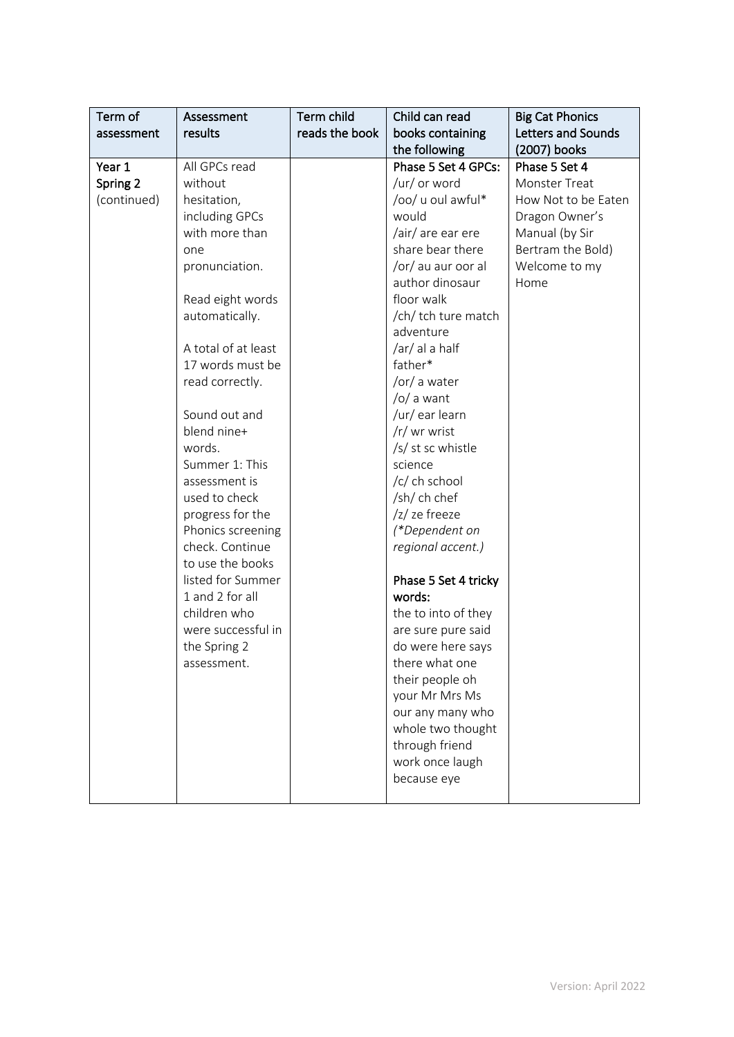| Term of assessment | Assessment results | Term child reads the book | Child can read books containing the following | Big Cat Phonics Letters and Sounds (2007) books |
|---|---|---|---|---|
| Year 1 Spring 2 (continued) | All GPCs read without hesitation, including GPCs with more than one pronunciation.<br><br>Read eight words automatically.<br><br>A total of at least 17 words must be read correctly.<br><br>Sound out and blend nine+ words.<br>Summer 1: This assessment is used to check progress for the Phonics screening check. Continue to use the books listed for Summer 1 and 2 for all children who were successful in the Spring 2 assessment. | | **Phase 5 Set 4 GPCs:**<br>/ur/ or word<br>/oo/ u oul awful* would<br>/air/ are ear ere share bear there<br>/or/ au aur oor al author dinosaur floor walk<br>/ch/ tch ture match adventure<br>/ar/ al a half father*<br>/or/ a water<br>/o/ a want<br>/ur/ ear learn<br>/r/ wr wrist<br>/s/ st sc whistle science<br>/c/ ch school<br>/sh/ ch chef<br>/z/ ze freeze<br>*(*Dependent on regional accent.)*<br><br>**Phase 5 Set 4 tricky words:**<br>the to into of they are sure pure said do were here says there what one their people oh your Mr Mrs Ms our any many who whole two thought through friend work once laugh because eye | **Phase 5 Set 4**<br>Monster Treat<br>How Not to be Eaten<br>Dragon Owner's Manual (by Sir Bertram the Bold)<br>Welcome to my Home |

Version: April 2022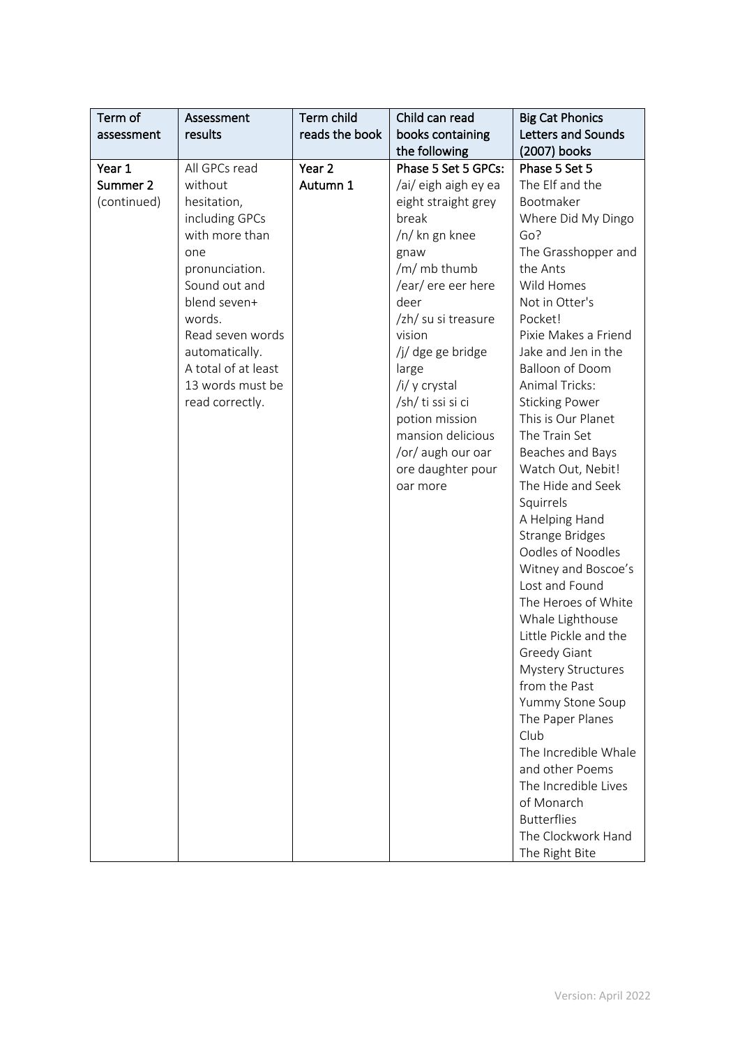| Term of assessment | Assessment results | Term child reads the book | Child can read books containing the following | Big Cat Phonics Letters and Sounds (2007) books |
|---|---|---|---|---|
| Year 1 Summer 2 (continued) | All GPCs read without hesitation, including GPCs with more than one pronunciation.<br>Sound out and blend seven+ words.<br>Read seven words automatically.<br>A total of at least 13 words must be read correctly. | Year 2 Autumn 1 | Phase 5 Set 5 GPCs:<br>/ai/ eigh aigh ey ea eight straight grey break<br>/n/ kn gn knee gnaw<br>/m/ mb thumb<br>/ear/ ere eer here deer<br>/zh/ su si treasure vision<br>/j/ dge ge bridge large<br>/i/ y crystal<br>/sh/ ti ssi si ci potion mission mansion delicious<br>/or/ augh our oar ore daughter pour oar more | Phase 5 Set 5<br>The Elf and the Bootmaker<br>Where Did My Dingo Go?<br>The Grasshopper and the Ants<br>Wild Homes<br>Not in Otter's Pocket!<br>Pixie Makes a Friend<br>Jake and Jen in the Balloon of Doom<br>Animal Tricks: Sticking Power<br>This is Our Planet<br>The Train Set<br>Beaches and Bays<br>Watch Out, Nebit!<br>The Hide and Seek Squirrels<br>A Helping Hand<br>Strange Bridges<br>Oodles of Noodles<br>Witney and Boscoe's Lost and Found<br>The Heroes of White Whale Lighthouse<br>Little Pickle and the Greedy Giant<br>Mystery Structures from the Past<br>Yummy Stone Soup<br>The Paper Planes Club<br>The Incredible Whale and other Poems<br>The Incredible Lives of Monarch Butterflies<br>The Clockwork Hand<br>The Right Bite |

Version: April 2022